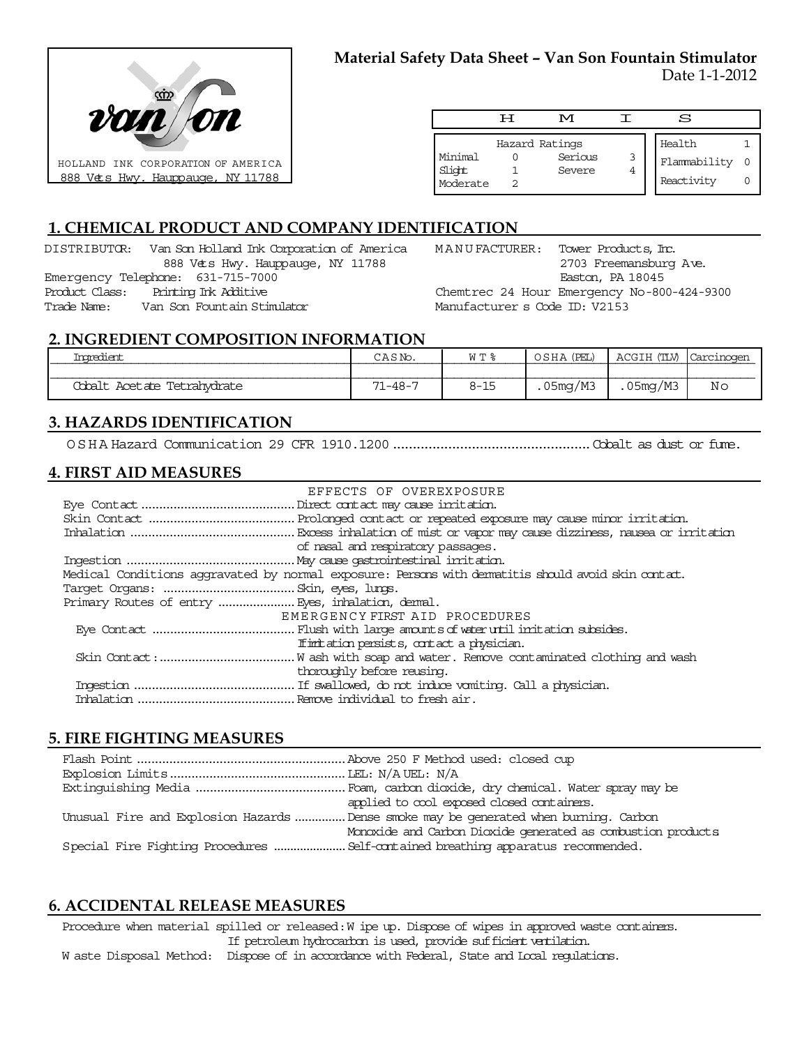HOLLAND INK CORPORATION OF AMERICA
888 Vets Hwy. Hauppauge, NY 11788

# Material Safety Data Sheet – Van Son Fountain Stimulator

Date 1-1-2012

| H | M | I | S |
|---|---|---|---|

| Hazard Ratings | | | | | |
|---|---|---|---|---|---|
| Minimal | 0 | Serious | 3 | Health | 1 |
| Slight | 1 | Severe | 4 | Flammability | 0 |
| Moderate | 2 | | | Reactivity | 0 |

## 1. CHEMICAL PRODUCT AND COMPANY IDENTIFICATION

DISTRIBUTOR: Van Son Holland Ink Corporation of America
888 Vets Hwy. Hauppauge, NY 11788
Emergency Telephone: 631-715-7000
Product Class: Printing Ink Additive
Trade Name: Van Son Fountain Stimulator

MANUFACTURER: Tower Products, Inc.
2703 Freemansburg Ave.
Easton, PA 18045
Chemtrec 24 Hour Emergency No-800-424-9300
Manufacturer s Code ID: V2153

## 2. INGREDIENT COMPOSITION INFORMATION

| Ingredient | CAS No. | WT% | OSHA (PEL) | ACGIH (TLV) | Carcinogen |
|---|---|---|---|---|---|
| Cobalt Acetate Tetrahydrate | 71-48-7 | 8-15 | .05mg/M3 | .05mg/M3 | No |

## 3. HAZARDS IDENTIFICATION

OSHA Hazard Communication 29 CFR 1910.1200 .......... Cobalt as dust or fume.

## 4. FIRST AID MEASURES

EFFECTS OF OVEREXPOSURE

Eye Contact .......... Direct contact may cause irritation.
Skin Contact .......... Prolonged contact or repeated exposure may cause minor irritation.
Inhalation .......... Excess inhalation of mist or vapor may cause dizziness, nausea or irritation of nasal and respiratory passages.
Ingestion .......... May cause gastrointestinal irritation.
Medical Conditions aggravated by normal exposure: Persons with dermatitis should avoid skin contact.
Target Organs: .......... Skin, eyes, lungs.
Primary Routes of entry .......... Eyes, inhalation, dermal.

EMERGENCY FIRST AID PROCEDURES

Eye Contact .......... Flush with large amounts of water until irritation subsides. If irritation persists, contact a physician.
Skin Contact: .......... Wash with soap and water. Remove contaminated clothing and wash thoroughly before reusing.
Ingestion .......... If swallowed, do not induce vomiting. Call a physician.
Inhalation .......... Remove individual to fresh air.

## 5. FIRE FIGHTING MEASURES

Flash Point .......... Above 250 F Method used: closed cup
Explosion Limits .......... LEL: N/A UEL: N/A
Extinguishing Media .......... Foam, carbon dioxide, dry chemical. Water spray may be applied to cool exposed closed containers.
Unusual Fire and Explosion Hazards .......... Dense smoke may be generated when burning. Carbon Monoxide and Carbon Dioxide generated as combustion products
Special Fire Fighting Procedures .......... Self-contained breathing apparatus recommended.

## 6. ACCIDENTAL RELEASE MEASURES

Procedure when material spilled or released: Wipe up. Dispose of wipes in approved waste containers. If petroleum hydrocarbon is used, provide sufficient ventilation.
Waste Disposal Method: Dispose of in accordance with Federal, State and Local regulations.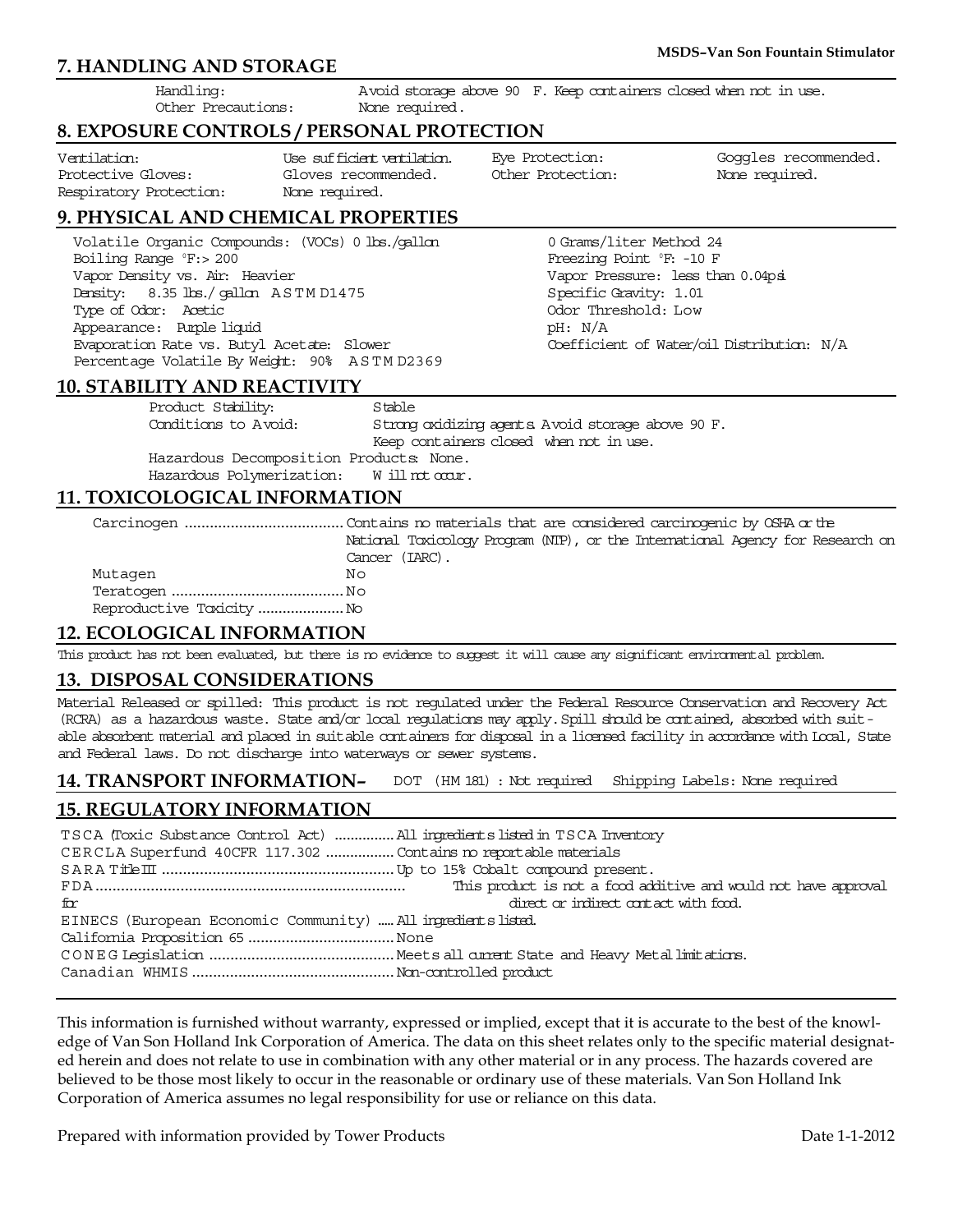## 7. HANDLING AND STORAGE

| | |
|---|---|
| Handling: | Avoid storage above 90 F. Keep containers closed when not in use. |
| Other Precautions: | None required. |

## 8. EXPOSURE CONTROLS / PERSONAL PROTECTION

| | | | |
|---|---|---|---|
| Ventilation: | Use sufficient ventilation. | Eye Protection: | Goggles recommended. |
| Protective Gloves: | Gloves recommended. | Other Protection: | None required. |
| Respiratory Protection: | None required. | | |

## 9. PHYSICAL AND CHEMICAL PROPERTIES

| | |
|---|---|
| Volatile Organic Compounds: (VOCs) 0 lbs./gallon | 0 Grams/liter Method 24 |
| Boiling Range °F:> 200 | Freezing Point °F: -10 F |
| Vapor Density vs. Air: Heavier | Vapor Pressure: less than 0.04psi |
| Density: 8.35 lbs./gallon ASTM D1475 | Specific Gravity: 1.01 |
| Type of Odor: Acetic | Odor Threshold: Low |
| Appearance: Purple liquid | pH: N/A |
| Evaporation Rate vs. Butyl Acetate: Slower | Coefficient of Water/oil Distribution: N/A |
| Percentage Volatile By Weight: 90% ASTM D2369 | |

## 10. STABILITY AND REACTIVITY

| | |
|---|---|
| Product Stability: | Stable |
| Conditions to Avoid: | Strong oxidizing agents. Avoid storage above 90 F. Keep containers closed when not in use. |
| Hazardous Decomposition Products: | None. |
| Hazardous Polymerization: | Will not occur. |

## 11. TOXICOLOGICAL INFORMATION

| | |
|---|---|
| Carcinogen | Contains no materials that are considered carcinogenic by OSHA or the National Toxicology Program (NTP), or the International Agency for Research on Cancer (IARC). |
| Mutagen | No |
| Teratogen | No |
| Reproductive Toxicity | No |

## 12. ECOLOGICAL INFORMATION

This product has not been evaluated, but there is no evidence to suggest it will cause any significant environmental problem.

## 13. DISPOSAL CONSIDERATIONS

Material Released or spilled: This product is not regulated under the Federal Resource Conservation and Recovery Act (RCRA) as a hazardous waste. State and/or local regulations may apply. Spill should be contained, absorbed with suitable absorbent material and placed in suitable containers for disposal in a licensed facility in accordance with Local, State and Federal laws. Do not discharge into waterways or sewer systems.

## 14. TRANSPORT INFORMATION– DOT (HM 181) : Not required Shipping Labels: None required

## 15. REGULATORY INFORMATION

| | |
|---|---|
| TSCA (Toxic Substance Control Act) | All ingredients listed in TSCA Inventory |
| CERCLA Superfund 40CFR 117.302 | Contains no reportable materials |
| SARA Title III | Up to 15% Cobalt compound present. |
| FDA | This product is not a food additive and would not have approval for direct or indirect contact with food. |
| EINECS (European Economic Community) | All ingredients listed. |
| California Proposition 65 | None |
| CONEG Legislation | Meets all current State and Heavy Metal limitations. |
| Canadian WHMIS | Non-controlled product |

---

This information is furnished without warranty, expressed or implied, except that it is accurate to the best of the knowledge of Van Son Holland Ink Corporation of America. The data on this sheet relates only to the specific material designated herein and does not relate to use in combination with any other material or in any process. The hazards covered are believed to be those most likely to occur in the reasonable or ordinary use of these materials. Van Son Holland Ink Corporation of America assumes no legal responsibility for use or reliance on this data.

Prepared with information provided by Tower Products

Date 1-1-2012